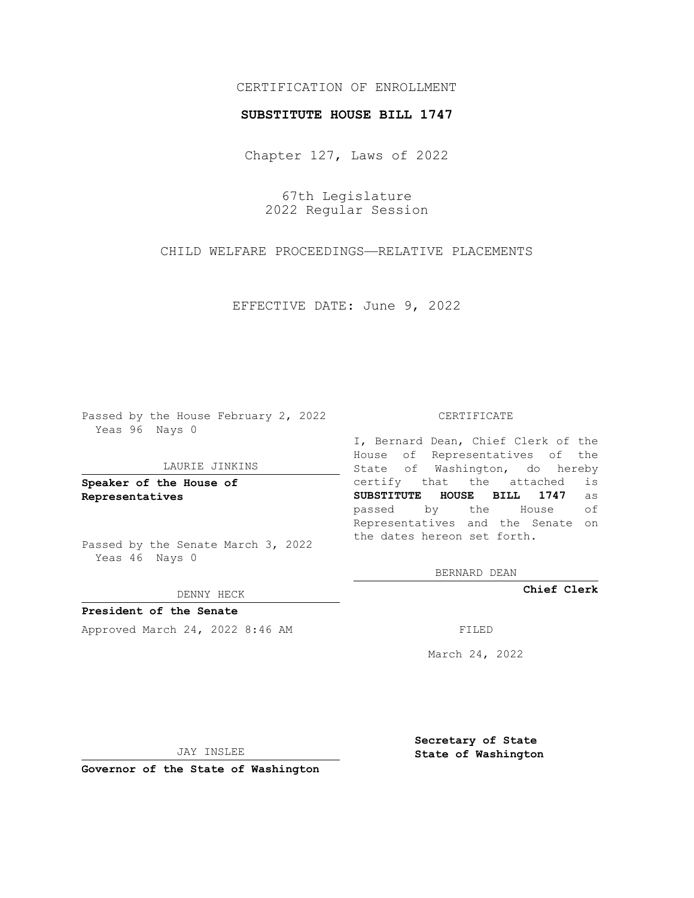CERTIFICATION OF ENROLLMENT

**SUBSTITUTE HOUSE BILL 1747**

Chapter 127, Laws of 2022

67th Legislature
2022 Regular Session

CHILD WELFARE PROCEEDINGS—RELATIVE PLACEMENTS

EFFECTIVE DATE: June 9, 2022

Passed by the House February 2, 2022
Yeas 96 Nays 0

LAURIE JINKINS

**Speaker of the House of Representatives**

Passed by the Senate March 3, 2022
Yeas 46 Nays 0

DENNY HECK

**President of the Senate**

Approved March 24, 2022 8:46 AM

JAY INSLEE

**Governor of the State of Washington**

CERTIFICATE

I, Bernard Dean, Chief Clerk of the House of Representatives of the State of Washington, do hereby certify that the attached is **SUBSTITUTE HOUSE BILL 1747** as passed by the House of Representatives and the Senate on the dates hereon set forth.

BERNARD DEAN

**Chief Clerk**

FILED

March 24, 2022

**Secretary of State**
**State of Washington**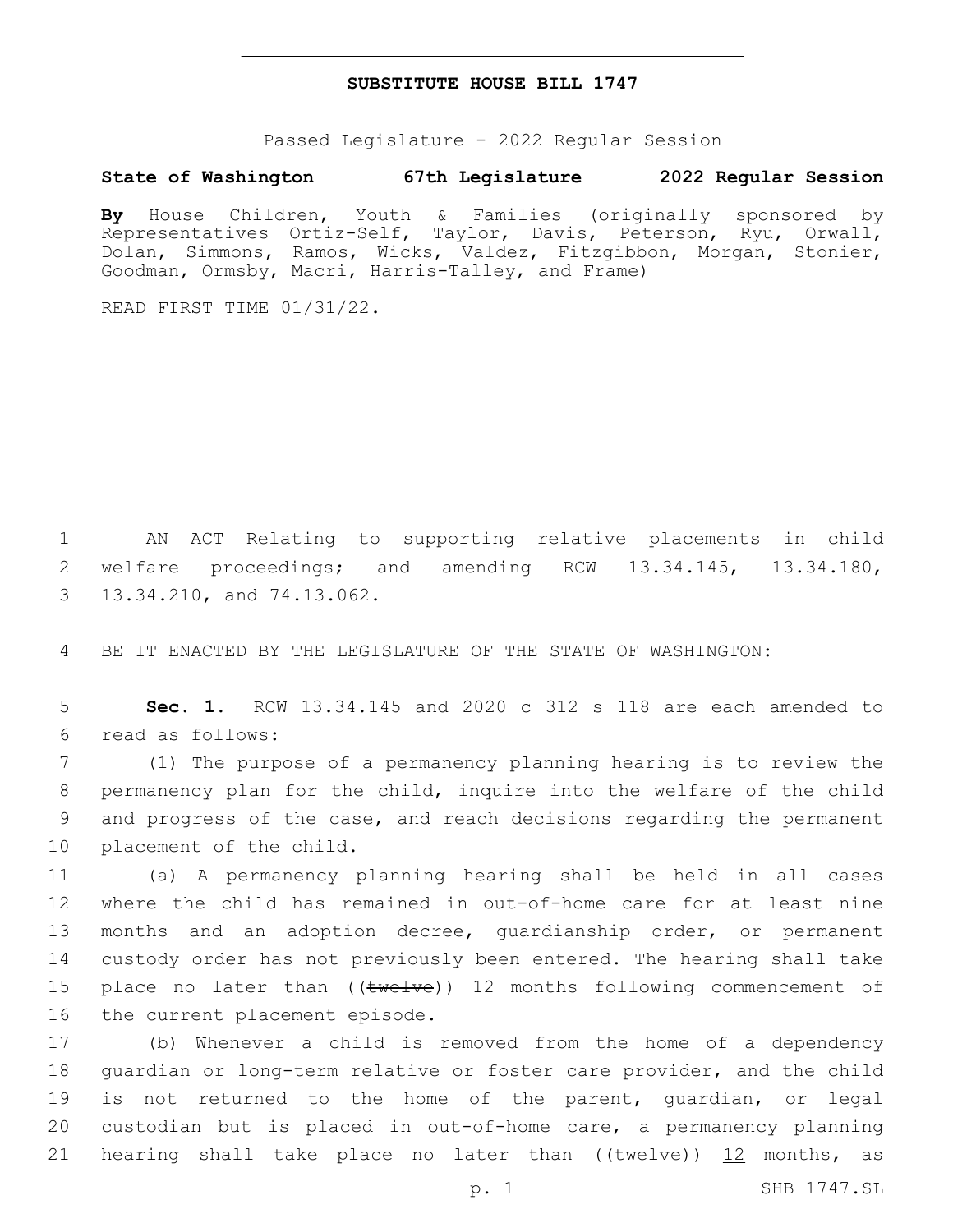# SUBSTITUTE HOUSE BILL 1747

Passed Legislature - 2022 Regular Session

**State of Washington 67th Legislature 2022 Regular Session**

**By** House Children, Youth & Families (originally sponsored by Representatives Ortiz-Self, Taylor, Davis, Peterson, Ryu, Orwall, Dolan, Simmons, Ramos, Wicks, Valdez, Fitzgibbon, Morgan, Stonier, Goodman, Ormsby, Macri, Harris-Talley, and Frame)

READ FIRST TIME 01/31/22.

1 AN ACT Relating to supporting relative placements in child
2 welfare proceedings; and amending RCW 13.34.145, 13.34.180,
3 13.34.210, and 74.13.062.

4 BE IT ENACTED BY THE LEGISLATURE OF THE STATE OF WASHINGTON:

5 **Sec. 1.** RCW 13.34.145 and 2020 c 312 s 118 are each amended to
6 read as follows:

7 (1) The purpose of a permanency planning hearing is to review the
8 permanency plan for the child, inquire into the welfare of the child
9 and progress of the case, and reach decisions regarding the permanent
10 placement of the child.

11 (a) A permanency planning hearing shall be held in all cases
12 where the child has remained in out-of-home care for at least nine
13 months and an adoption decree, guardianship order, or permanent
14 custody order has not previously been entered. The hearing shall take
15 place no later than ((~~twelve~~)) <u>12</u> months following commencement of
16 the current placement episode.

17 (b) Whenever a child is removed from the home of a dependency
18 guardian or long-term relative or foster care provider, and the child
19 is not returned to the home of the parent, guardian, or legal
20 custodian but is placed in out-of-home care, a permanency planning
21 hearing shall take place no later than ((~~twelve~~)) <u>12</u> months, as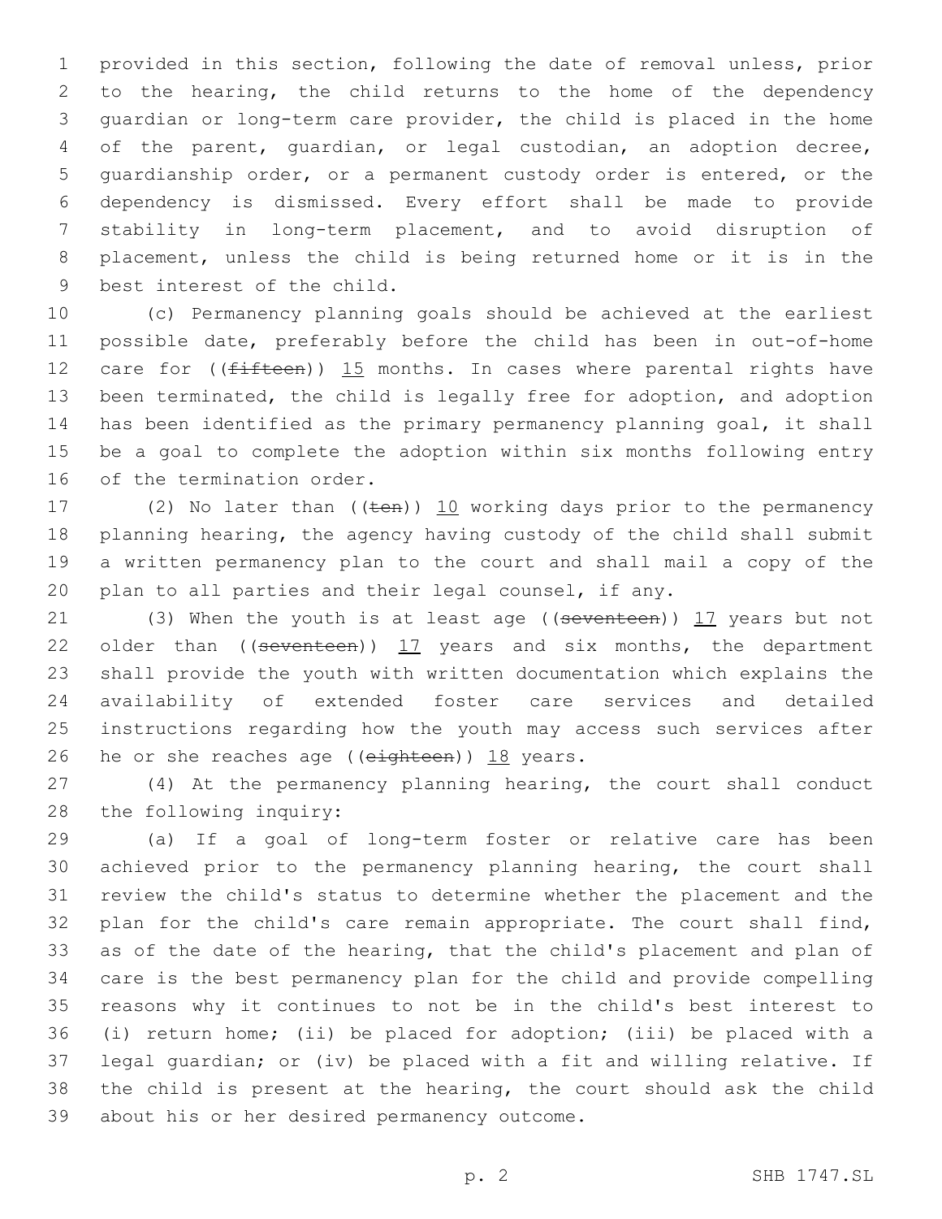provided in this section, following the date of removal unless, prior to the hearing, the child returns to the home of the dependency guardian or long-term care provider, the child is placed in the home of the parent, guardian, or legal custodian, an adoption decree, guardianship order, or a permanent custody order is entered, or the dependency is dismissed. Every effort shall be made to provide stability in long-term placement, and to avoid disruption of placement, unless the child is being returned home or it is in the best interest of the child.

(c) Permanency planning goals should be achieved at the earliest possible date, preferably before the child has been in out-of-home care for ((~~fifteen~~)) <u>15</u> months. In cases where parental rights have been terminated, the child is legally free for adoption, and adoption has been identified as the primary permanency planning goal, it shall be a goal to complete the adoption within six months following entry of the termination order.

(2) No later than ((~~ten~~)) <u>10</u> working days prior to the permanency planning hearing, the agency having custody of the child shall submit a written permanency plan to the court and shall mail a copy of the plan to all parties and their legal counsel, if any.

(3) When the youth is at least age ((~~seventeen~~)) <u>17</u> years but not older than ((~~seventeen~~)) <u>17</u> years and six months, the department shall provide the youth with written documentation which explains the availability of extended foster care services and detailed instructions regarding how the youth may access such services after he or she reaches age ((~~eighteen~~)) <u>18</u> years.

(4) At the permanency planning hearing, the court shall conduct the following inquiry:

(a) If a goal of long-term foster or relative care has been achieved prior to the permanency planning hearing, the court shall review the child's status to determine whether the placement and the plan for the child's care remain appropriate. The court shall find, as of the date of the hearing, that the child's placement and plan of care is the best permanency plan for the child and provide compelling reasons why it continues to not be in the child's best interest to (i) return home; (ii) be placed for adoption; (iii) be placed with a legal guardian; or (iv) be placed with a fit and willing relative. If the child is present at the hearing, the court should ask the child about his or her desired permanency outcome.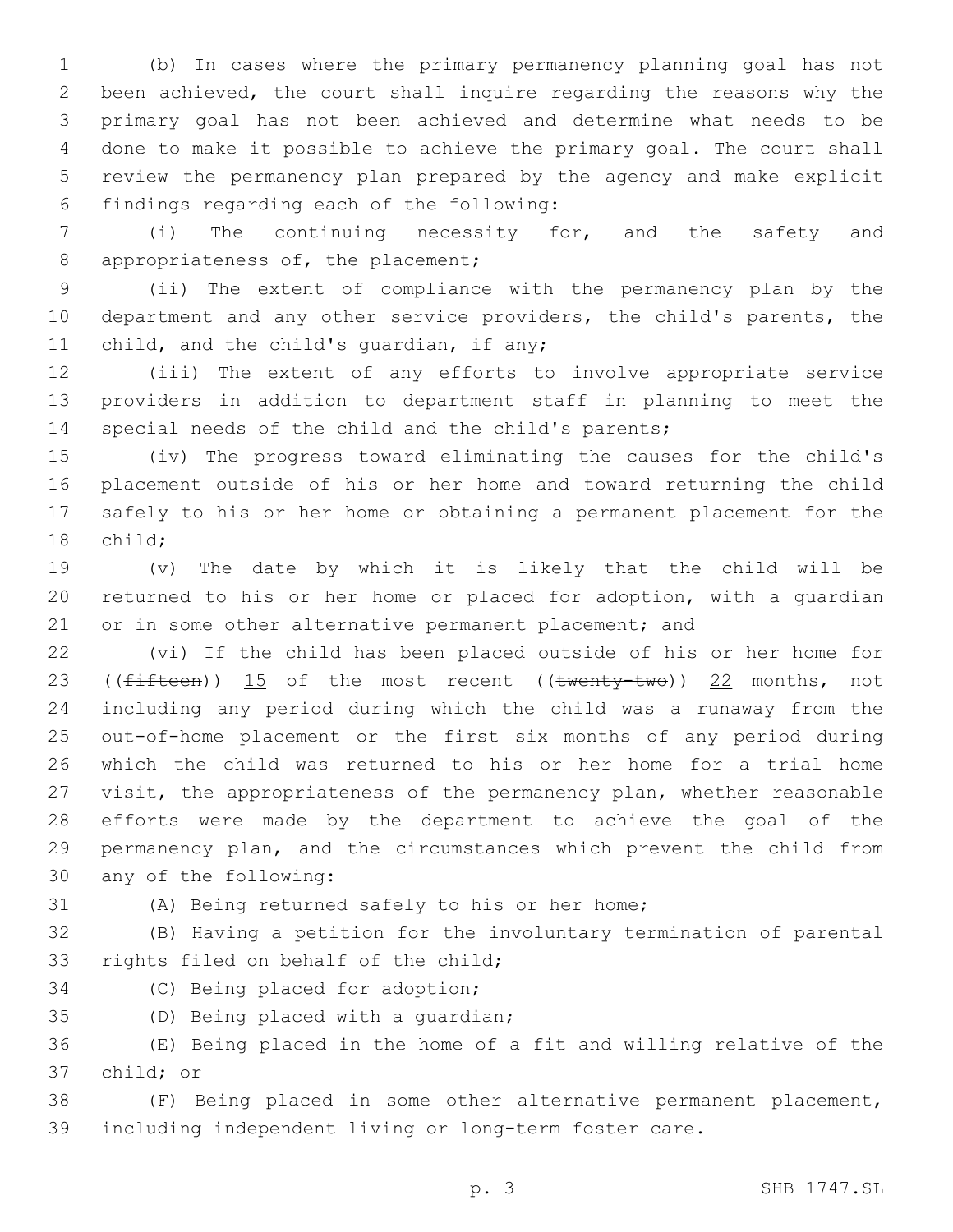(b) In cases where the primary permanency planning goal has not been achieved, the court shall inquire regarding the reasons why the primary goal has not been achieved and determine what needs to be done to make it possible to achieve the primary goal. The court shall review the permanency plan prepared by the agency and make explicit findings regarding each of the following:

(i) The continuing necessity for, and the safety and appropriateness of, the placement;

(ii) The extent of compliance with the permanency plan by the department and any other service providers, the child's parents, the child, and the child's guardian, if any;

(iii) The extent of any efforts to involve appropriate service providers in addition to department staff in planning to meet the special needs of the child and the child's parents;

(iv) The progress toward eliminating the causes for the child's placement outside of his or her home and toward returning the child safely to his or her home or obtaining a permanent placement for the child;

(v) The date by which it is likely that the child will be returned to his or her home or placed for adoption, with a guardian or in some other alternative permanent placement; and

(vi) If the child has been placed outside of his or her home for ((~~fifteen~~)) <u>15</u> of the most recent ((~~twenty-two~~)) <u>22</u> months, not including any period during which the child was a runaway from the out-of-home placement or the first six months of any period during which the child was returned to his or her home for a trial home visit, the appropriateness of the permanency plan, whether reasonable efforts were made by the department to achieve the goal of the permanency plan, and the circumstances which prevent the child from any of the following:

(A) Being returned safely to his or her home;

(B) Having a petition for the involuntary termination of parental rights filed on behalf of the child;

(C) Being placed for adoption;

(D) Being placed with a guardian;

(E) Being placed in the home of a fit and willing relative of the child; or

(F) Being placed in some other alternative permanent placement, including independent living or long-term foster care.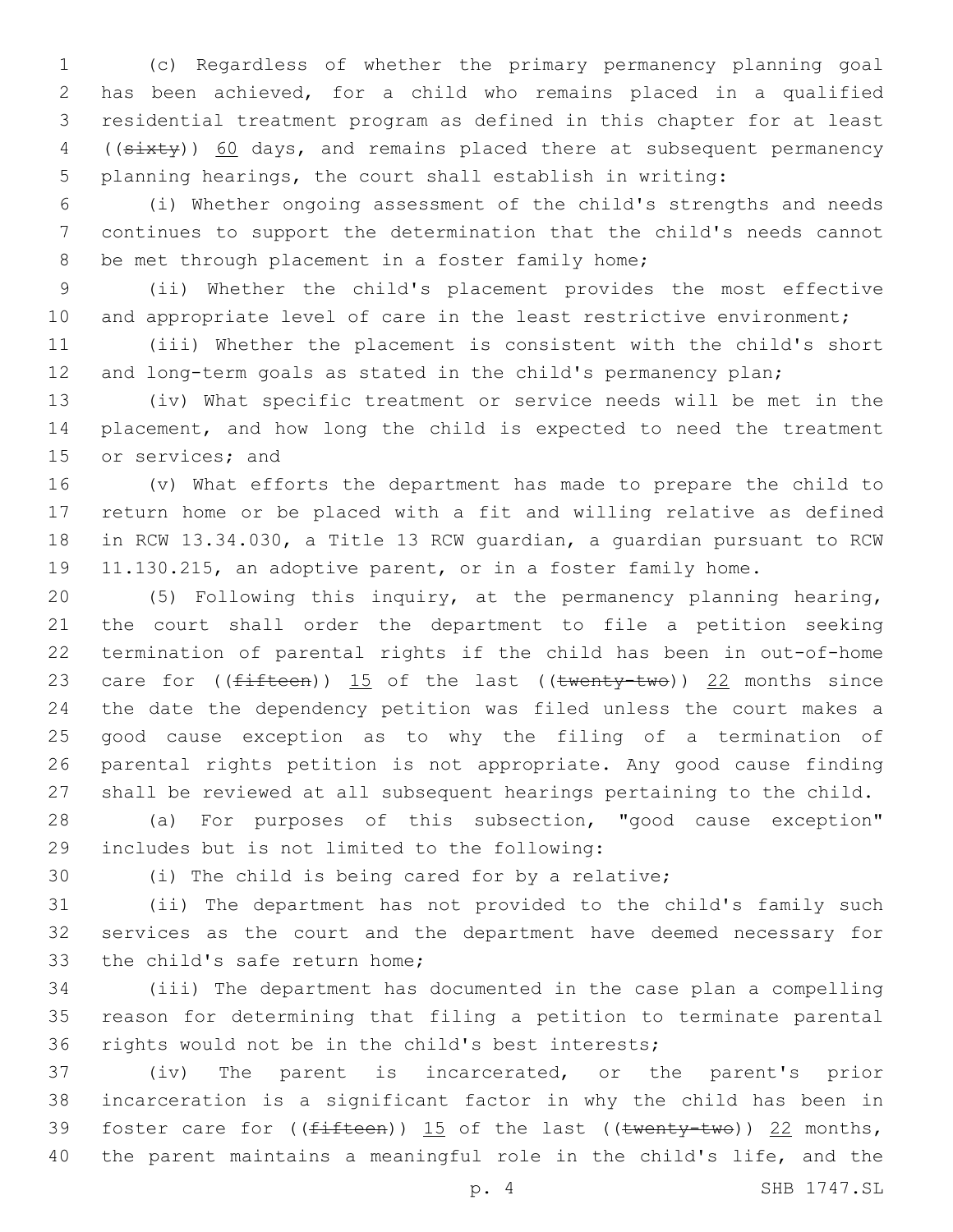(c) Regardless of whether the primary permanency planning goal has been achieved, for a child who remains placed in a qualified residential treatment program as defined in this chapter for at least ((~~sixty~~)) <u>60</u> days, and remains placed there at subsequent permanency planning hearings, the court shall establish in writing:

(i) Whether ongoing assessment of the child's strengths and needs continues to support the determination that the child's needs cannot be met through placement in a foster family home;

(ii) Whether the child's placement provides the most effective and appropriate level of care in the least restrictive environment;

(iii) Whether the placement is consistent with the child's short and long-term goals as stated in the child's permanency plan;

(iv) What specific treatment or service needs will be met in the placement, and how long the child is expected to need the treatment or services; and

(v) What efforts the department has made to prepare the child to return home or be placed with a fit and willing relative as defined in RCW 13.34.030, a Title 13 RCW guardian, a guardian pursuant to RCW 11.130.215, an adoptive parent, or in a foster family home.

(5) Following this inquiry, at the permanency planning hearing, the court shall order the department to file a petition seeking termination of parental rights if the child has been in out-of-home care for ((~~fifteen~~)) <u>15</u> of the last ((~~twenty-two~~)) <u>22</u> months since the date the dependency petition was filed unless the court makes a good cause exception as to why the filing of a termination of parental rights petition is not appropriate. Any good cause finding shall be reviewed at all subsequent hearings pertaining to the child.

(a) For purposes of this subsection, "good cause exception" includes but is not limited to the following:

(i) The child is being cared for by a relative;

(ii) The department has not provided to the child's family such services as the court and the department have deemed necessary for the child's safe return home;

(iii) The department has documented in the case plan a compelling reason for determining that filing a petition to terminate parental rights would not be in the child's best interests;

(iv) The parent is incarcerated, or the parent's prior incarceration is a significant factor in why the child has been in foster care for ((~~fifteen~~)) <u>15</u> of the last ((~~twenty-two~~)) <u>22</u> months, the parent maintains a meaningful role in the child's life, and the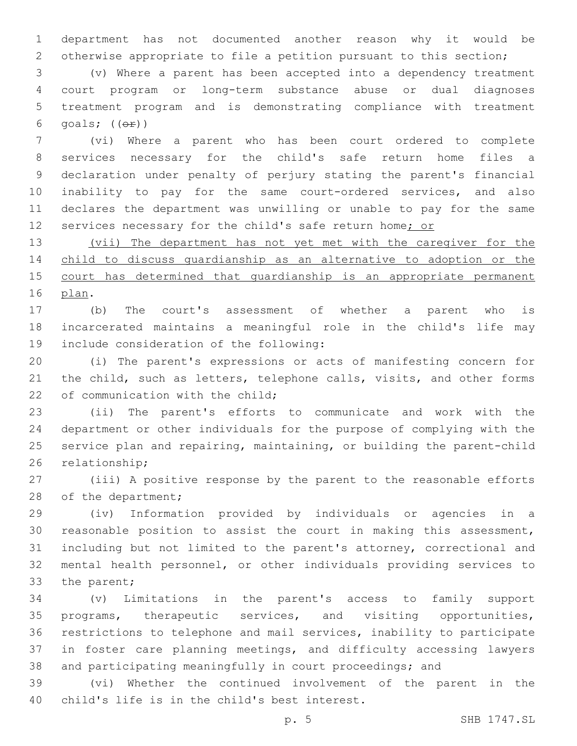department has not documented another reason why it would be otherwise appropriate to file a petition pursuant to this section;

(v) Where a parent has been accepted into a dependency treatment court program or long-term substance abuse or dual diagnoses treatment program and is demonstrating compliance with treatment goals; ((~~or~~))

(vi) Where a parent who has been court ordered to complete services necessary for the child's safe return home files a declaration under penalty of perjury stating the parent's financial inability to pay for the same court-ordered services, and also declares the department was unwilling or unable to pay for the same services necessary for the child's safe return home<u>; or</u>

<u>(vii) The department has not yet met with the caregiver for the child to discuss guardianship as an alternative to adoption or the court has determined that guardianship is an appropriate permanent plan</u>.

(b) The court's assessment of whether a parent who is incarcerated maintains a meaningful role in the child's life may include consideration of the following:

(i) The parent's expressions or acts of manifesting concern for the child, such as letters, telephone calls, visits, and other forms of communication with the child;

(ii) The parent's efforts to communicate and work with the department or other individuals for the purpose of complying with the service plan and repairing, maintaining, or building the parent-child relationship;

(iii) A positive response by the parent to the reasonable efforts of the department;

(iv) Information provided by individuals or agencies in a reasonable position to assist the court in making this assessment, including but not limited to the parent's attorney, correctional and mental health personnel, or other individuals providing services to the parent;

(v) Limitations in the parent's access to family support programs, therapeutic services, and visiting opportunities, restrictions to telephone and mail services, inability to participate in foster care planning meetings, and difficulty accessing lawyers and participating meaningfully in court proceedings; and

(vi) Whether the continued involvement of the parent in the child's life is in the child's best interest.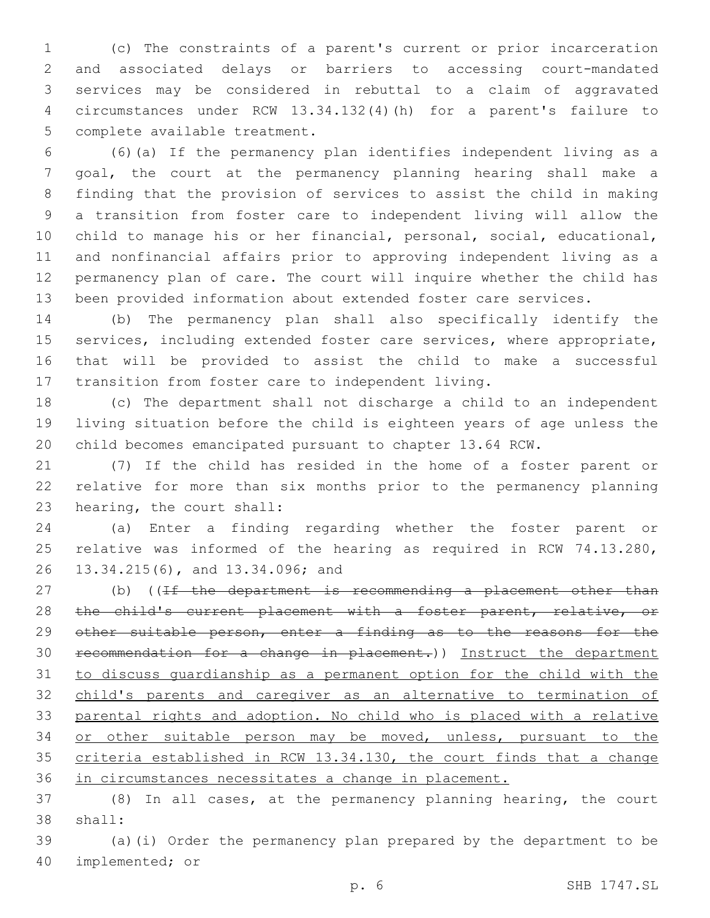(c) The constraints of a parent's current or prior incarceration and associated delays or barriers to accessing court-mandated services may be considered in rebuttal to a claim of aggravated circumstances under RCW 13.34.132(4)(h) for a parent's failure to complete available treatment.

(6)(a) If the permanency plan identifies independent living as a goal, the court at the permanency planning hearing shall make a finding that the provision of services to assist the child in making a transition from foster care to independent living will allow the child to manage his or her financial, personal, social, educational, and nonfinancial affairs prior to approving independent living as a permanency plan of care. The court will inquire whether the child has been provided information about extended foster care services.

(b) The permanency plan shall also specifically identify the services, including extended foster care services, where appropriate, that will be provided to assist the child to make a successful transition from foster care to independent living.

(c) The department shall not discharge a child to an independent living situation before the child is eighteen years of age unless the child becomes emancipated pursuant to chapter 13.64 RCW.

(7) If the child has resided in the home of a foster parent or relative for more than six months prior to the permanency planning hearing, the court shall:

(a) Enter a finding regarding whether the foster parent or relative was informed of the hearing as required in RCW 74.13.280, 13.34.215(6), and 13.34.096; and

(b) ((~~If the department is recommending a placement other than the child's current placement with a foster parent, relative, or other suitable person, enter a finding as to the reasons for the recommendation for a change in placement.~~)) <u>Instruct the department to discuss guardianship as a permanent option for the child with the child's parents and caregiver as an alternative to termination of parental rights and adoption. No child who is placed with a relative or other suitable person may be moved, unless, pursuant to the criteria established in RCW 13.34.130, the court finds that a change in circumstances necessitates a change in placement.</u>

(8) In all cases, at the permanency planning hearing, the court shall:

(a)(i) Order the permanency plan prepared by the department to be implemented; or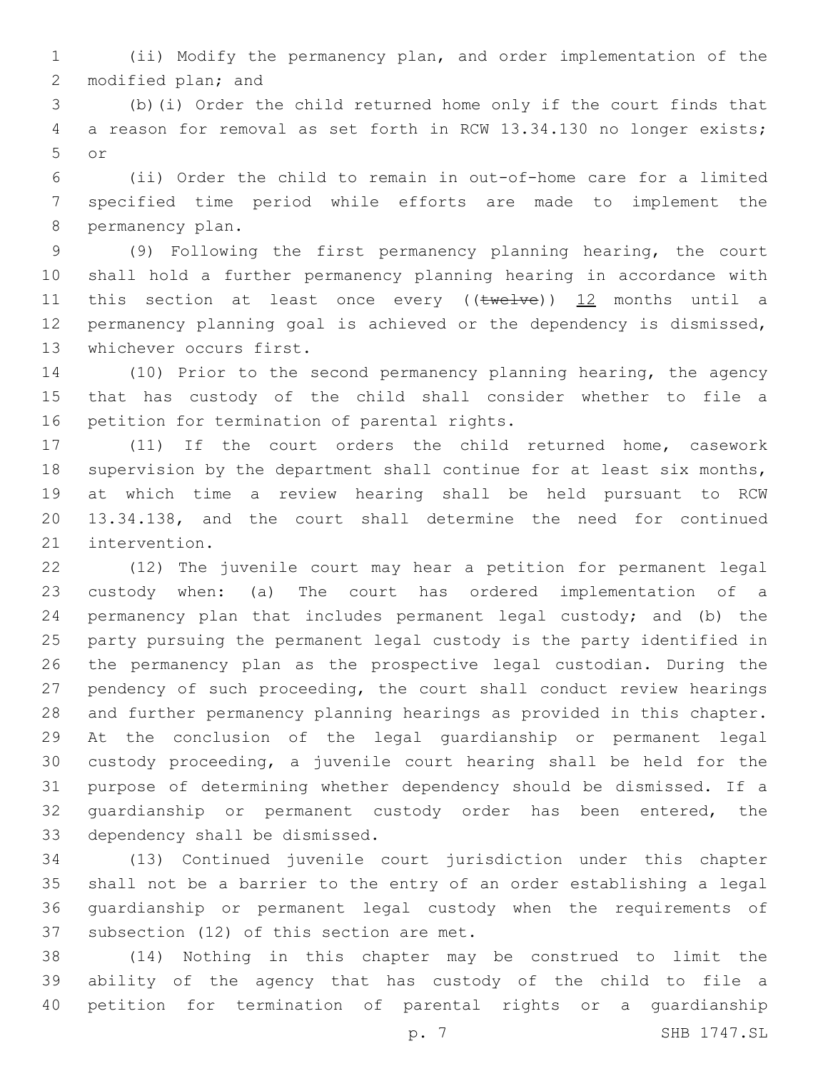(ii) Modify the permanency plan, and order implementation of the modified plan; and

(b)(i) Order the child returned home only if the court finds that a reason for removal as set forth in RCW 13.34.130 no longer exists; or

(ii) Order the child to remain in out-of-home care for a limited specified time period while efforts are made to implement the permanency plan.

(9) Following the first permanency planning hearing, the court shall hold a further permanency planning hearing in accordance with this section at least once every ((~~twelve~~)) <u>12</u> months until a permanency planning goal is achieved or the dependency is dismissed, whichever occurs first.

(10) Prior to the second permanency planning hearing, the agency that has custody of the child shall consider whether to file a petition for termination of parental rights.

(11) If the court orders the child returned home, casework supervision by the department shall continue for at least six months, at which time a review hearing shall be held pursuant to RCW 13.34.138, and the court shall determine the need for continued intervention.

(12) The juvenile court may hear a petition for permanent legal custody when: (a) The court has ordered implementation of a permanency plan that includes permanent legal custody; and (b) the party pursuing the permanent legal custody is the party identified in the permanency plan as the prospective legal custodian. During the pendency of such proceeding, the court shall conduct review hearings and further permanency planning hearings as provided in this chapter. At the conclusion of the legal guardianship or permanent legal custody proceeding, a juvenile court hearing shall be held for the purpose of determining whether dependency should be dismissed. If a guardianship or permanent custody order has been entered, the dependency shall be dismissed.

(13) Continued juvenile court jurisdiction under this chapter shall not be a barrier to the entry of an order establishing a legal guardianship or permanent legal custody when the requirements of subsection (12) of this section are met.

(14) Nothing in this chapter may be construed to limit the ability of the agency that has custody of the child to file a petition for termination of parental rights or a guardianship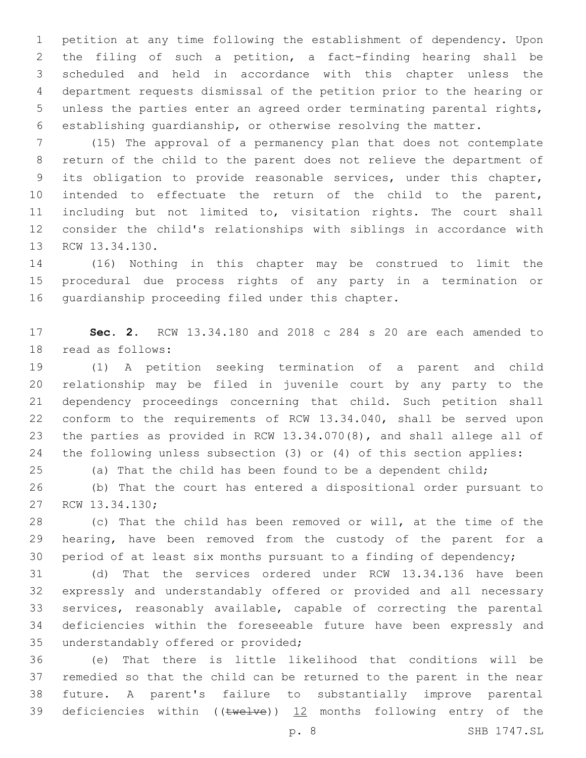petition at any time following the establishment of dependency. Upon the filing of such a petition, a fact-finding hearing shall be scheduled and held in accordance with this chapter unless the department requests dismissal of the petition prior to the hearing or unless the parties enter an agreed order terminating parental rights, establishing guardianship, or otherwise resolving the matter.

(15) The approval of a permanency plan that does not contemplate return of the child to the parent does not relieve the department of its obligation to provide reasonable services, under this chapter, intended to effectuate the return of the child to the parent, including but not limited to, visitation rights. The court shall consider the child's relationships with siblings in accordance with RCW 13.34.130.

(16) Nothing in this chapter may be construed to limit the procedural due process rights of any party in a termination or guardianship proceeding filed under this chapter.

**Sec. 2.** RCW 13.34.180 and 2018 c 284 s 20 are each amended to read as follows:

(1) A petition seeking termination of a parent and child relationship may be filed in juvenile court by any party to the dependency proceedings concerning that child. Such petition shall conform to the requirements of RCW 13.34.040, shall be served upon the parties as provided in RCW 13.34.070(8), and shall allege all of the following unless subsection (3) or (4) of this section applies:

(a) That the child has been found to be a dependent child;

(b) That the court has entered a dispositional order pursuant to RCW 13.34.130;

(c) That the child has been removed or will, at the time of the hearing, have been removed from the custody of the parent for a period of at least six months pursuant to a finding of dependency;

(d) That the services ordered under RCW 13.34.136 have been expressly and understandably offered or provided and all necessary services, reasonably available, capable of correcting the parental deficiencies within the foreseeable future have been expressly and understandably offered or provided;

(e) That there is little likelihood that conditions will be remedied so that the child can be returned to the parent in the near future. A parent's failure to substantially improve parental deficiencies within ((~~twelve~~)) <u>12</u> months following entry of the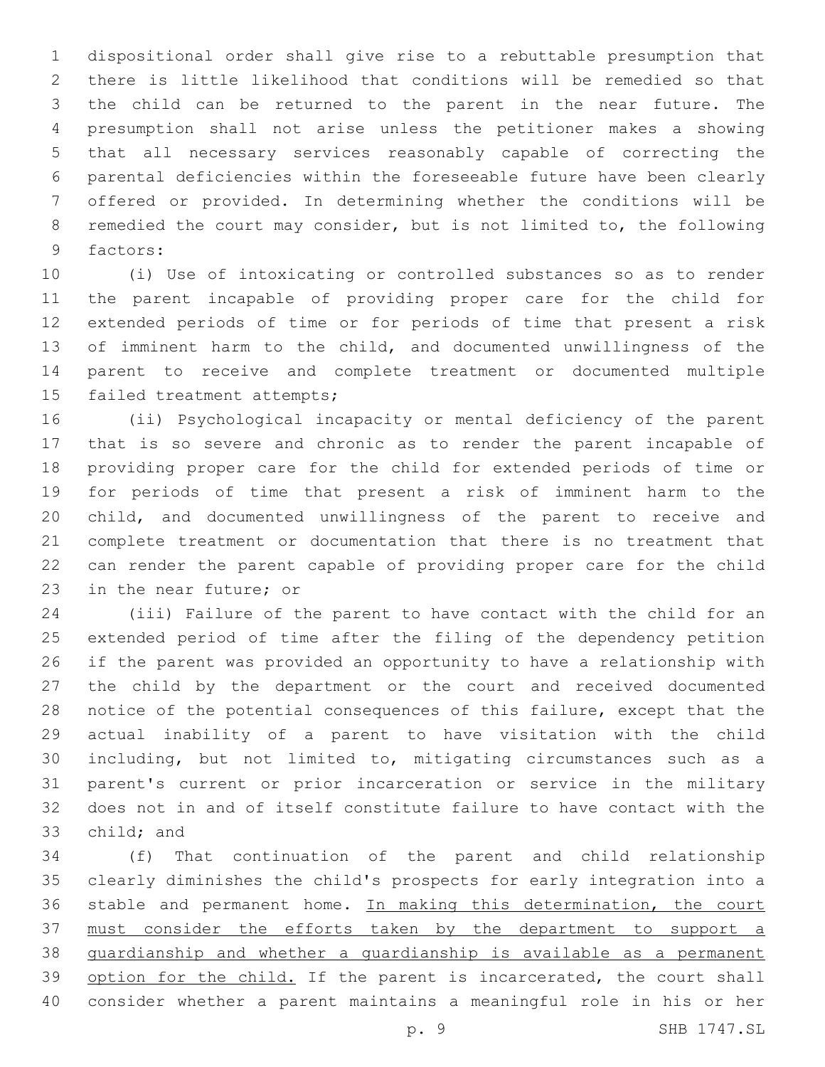dispositional order shall give rise to a rebuttable presumption that there is little likelihood that conditions will be remedied so that the child can be returned to the parent in the near future. The presumption shall not arise unless the petitioner makes a showing that all necessary services reasonably capable of correcting the parental deficiencies within the foreseeable future have been clearly offered or provided. In determining whether the conditions will be remedied the court may consider, but is not limited to, the following factors:

(i) Use of intoxicating or controlled substances so as to render the parent incapable of providing proper care for the child for extended periods of time or for periods of time that present a risk of imminent harm to the child, and documented unwillingness of the parent to receive and complete treatment or documented multiple failed treatment attempts;

(ii) Psychological incapacity or mental deficiency of the parent that is so severe and chronic as to render the parent incapable of providing proper care for the child for extended periods of time or for periods of time that present a risk of imminent harm to the child, and documented unwillingness of the parent to receive and complete treatment or documentation that there is no treatment that can render the parent capable of providing proper care for the child in the near future; or

(iii) Failure of the parent to have contact with the child for an extended period of time after the filing of the dependency petition if the parent was provided an opportunity to have a relationship with the child by the department or the court and received documented notice of the potential consequences of this failure, except that the actual inability of a parent to have visitation with the child including, but not limited to, mitigating circumstances such as a parent's current or prior incarceration or service in the military does not in and of itself constitute failure to have contact with the child; and

(f) That continuation of the parent and child relationship clearly diminishes the child's prospects for early integration into a stable and permanent home. <u>In making this determination, the court must consider the efforts taken by the department to support a guardianship and whether a guardianship is available as a permanent option for the child.</u> If the parent is incarcerated, the court shall consider whether a parent maintains a meaningful role in his or her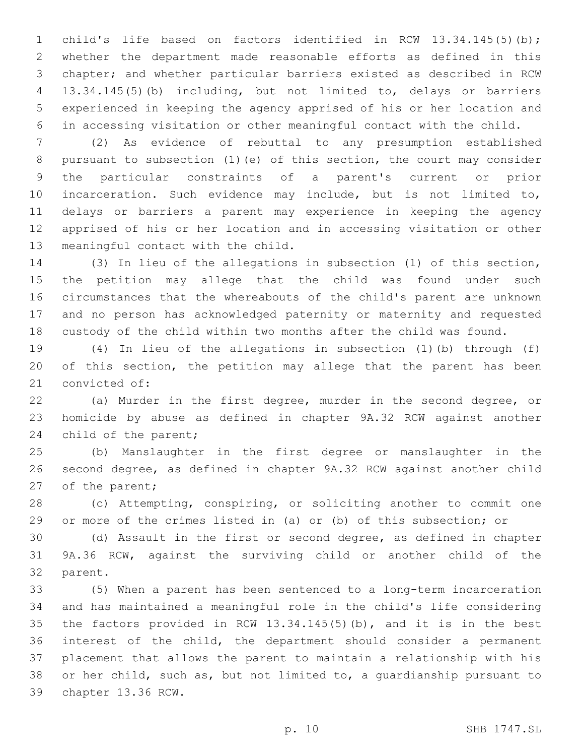child's life based on factors identified in RCW 13.34.145(5)(b); whether the department made reasonable efforts as defined in this chapter; and whether particular barriers existed as described in RCW 13.34.145(5)(b) including, but not limited to, delays or barriers experienced in keeping the agency apprised of his or her location and in accessing visitation or other meaningful contact with the child.

(2) As evidence of rebuttal to any presumption established pursuant to subsection (1)(e) of this section, the court may consider the particular constraints of a parent's current or prior incarceration. Such evidence may include, but is not limited to, delays or barriers a parent may experience in keeping the agency apprised of his or her location and in accessing visitation or other meaningful contact with the child.

(3) In lieu of the allegations in subsection (1) of this section, the petition may allege that the child was found under such circumstances that the whereabouts of the child's parent are unknown and no person has acknowledged paternity or maternity and requested custody of the child within two months after the child was found.

(4) In lieu of the allegations in subsection (1)(b) through (f) of this section, the petition may allege that the parent has been convicted of:

(a) Murder in the first degree, murder in the second degree, or homicide by abuse as defined in chapter 9A.32 RCW against another child of the parent;

(b) Manslaughter in the first degree or manslaughter in the second degree, as defined in chapter 9A.32 RCW against another child of the parent;

(c) Attempting, conspiring, or soliciting another to commit one or more of the crimes listed in (a) or (b) of this subsection; or

(d) Assault in the first or second degree, as defined in chapter 9A.36 RCW, against the surviving child or another child of the parent.

(5) When a parent has been sentenced to a long-term incarceration and has maintained a meaningful role in the child's life considering the factors provided in RCW 13.34.145(5)(b), and it is in the best interest of the child, the department should consider a permanent placement that allows the parent to maintain a relationship with his or her child, such as, but not limited to, a guardianship pursuant to chapter 13.36 RCW.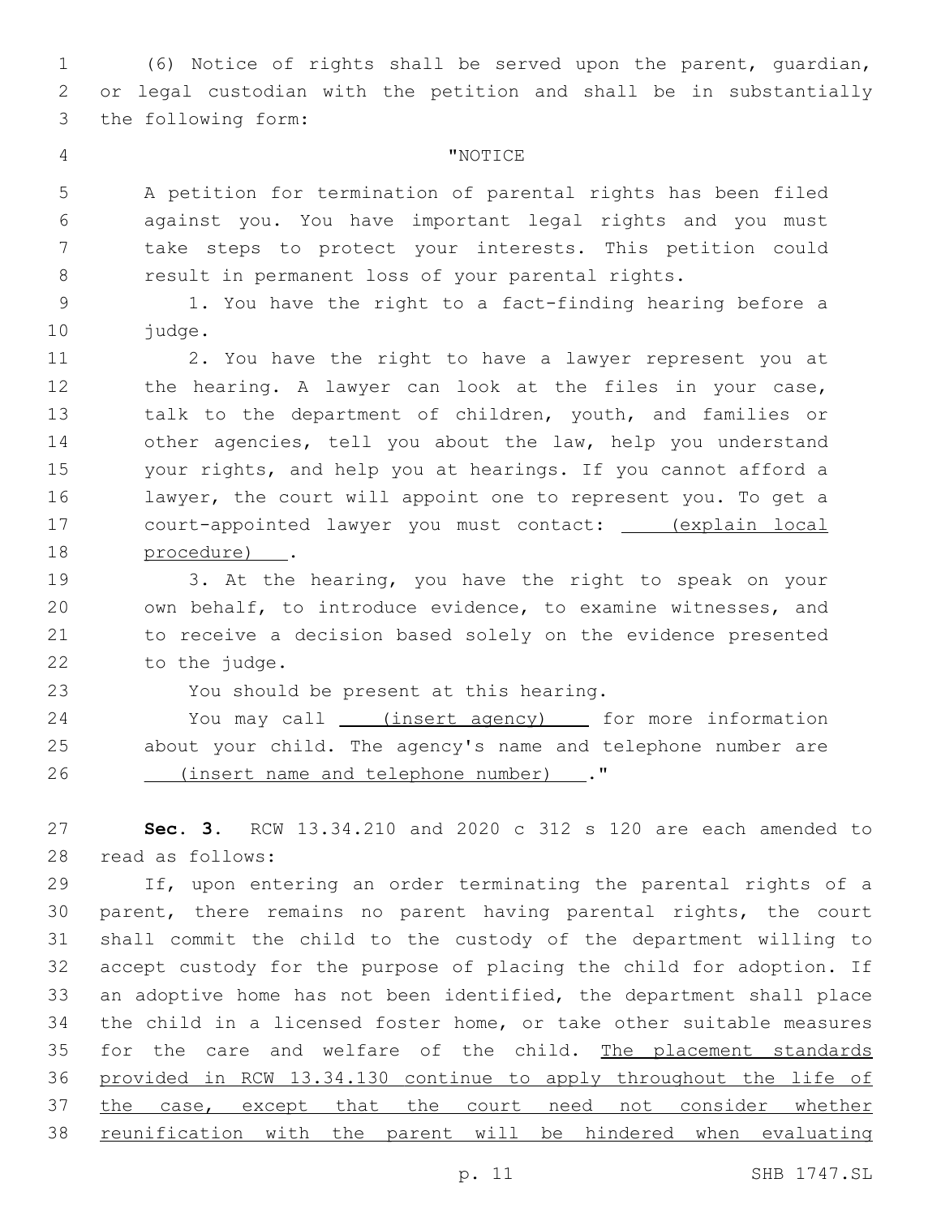(6) Notice of rights shall be served upon the parent, guardian, or legal custodian with the petition and shall be in substantially the following form:

"NOTICE

A petition for termination of parental rights has been filed against you. You have important legal rights and you must take steps to protect your interests. This petition could result in permanent loss of your parental rights.

1. You have the right to a fact-finding hearing before a judge.

2. You have the right to have a lawyer represent you at the hearing. A lawyer can look at the files in your case, talk to the department of children, youth, and families or other agencies, tell you about the law, help you understand your rights, and help you at hearings. If you cannot afford a lawyer, the court will appoint one to represent you. To get a court-appointed lawyer you must contact: <u>(explain local procedure)</u> .

3. At the hearing, you have the right to speak on your own behalf, to introduce evidence, to examine witnesses, and to receive a decision based solely on the evidence presented to the judge.

You should be present at this hearing.

You may call <u>(insert agency)</u> for more information about your child. The agency's name and telephone number are <u>(insert name and telephone number)</u> ."

**Sec. 3.** RCW 13.34.210 and 2020 c 312 s 120 are each amended to read as follows:

If, upon entering an order terminating the parental rights of a parent, there remains no parent having parental rights, the court shall commit the child to the custody of the department willing to accept custody for the purpose of placing the child for adoption. If an adoptive home has not been identified, the department shall place the child in a licensed foster home, or take other suitable measures for the care and welfare of the child. <u>The placement standards provided in RCW 13.34.130 continue to apply throughout the life of the case, except that the court need not consider whether reunification with the parent will be hindered when evaluating</u>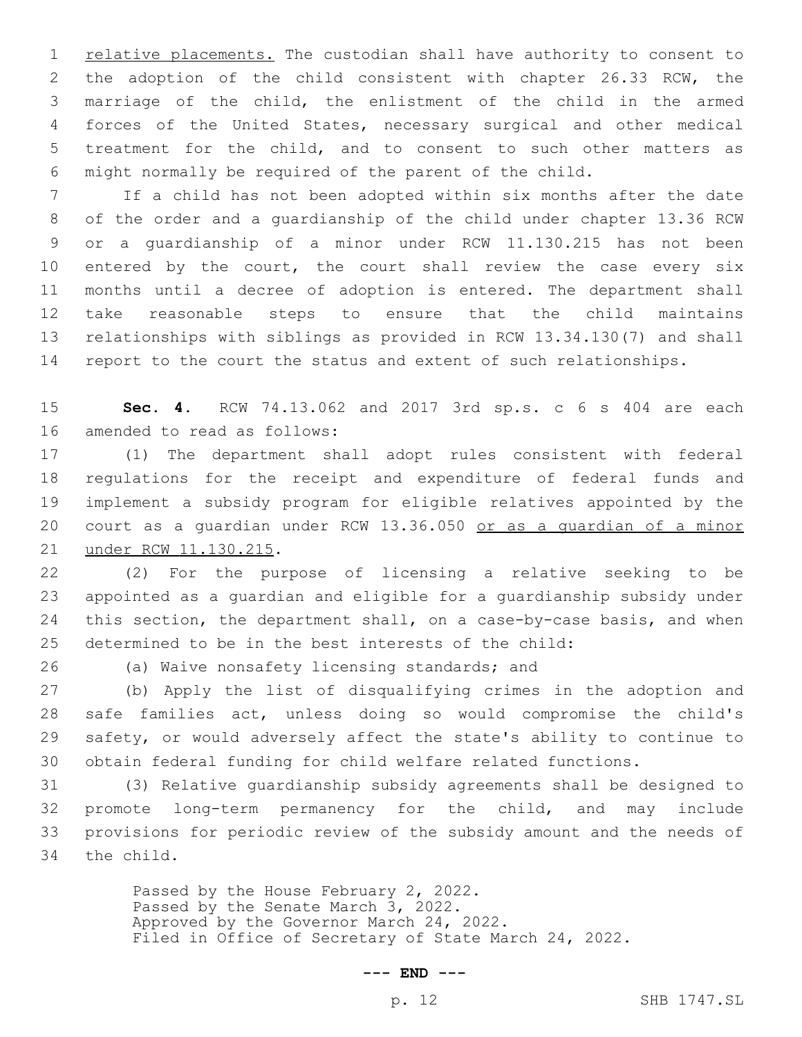relative placements. The custodian shall have authority to consent to the adoption of the child consistent with chapter 26.33 RCW, the marriage of the child, the enlistment of the child in the armed forces of the United States, necessary surgical and other medical treatment for the child, and to consent to such other matters as might normally be required of the parent of the child.

If a child has not been adopted within six months after the date of the order and a guardianship of the child under chapter 13.36 RCW or a guardianship of a minor under RCW 11.130.215 has not been entered by the court, the court shall review the case every six months until a decree of adoption is entered. The department shall take reasonable steps to ensure that the child maintains relationships with siblings as provided in RCW 13.34.130(7) and shall report to the court the status and extent of such relationships.

**Sec. 4.** RCW 74.13.062 and 2017 3rd sp.s. c 6 s 404 are each amended to read as follows:

(1) The department shall adopt rules consistent with federal regulations for the receipt and expenditure of federal funds and implement a subsidy program for eligible relatives appointed by the court as a guardian under RCW 13.36.050 or as a guardian of a minor under RCW 11.130.215.

(2) For the purpose of licensing a relative seeking to be appointed as a guardian and eligible for a guardianship subsidy under this section, the department shall, on a case-by-case basis, and when determined to be in the best interests of the child:

(a) Waive nonsafety licensing standards; and

(b) Apply the list of disqualifying crimes in the adoption and safe families act, unless doing so would compromise the child's safety, or would adversely affect the state's ability to continue to obtain federal funding for child welfare related functions.

(3) Relative guardianship subsidy agreements shall be designed to promote long-term permanency for the child, and may include provisions for periodic review of the subsidy amount and the needs of the child.

Passed by the House February 2, 2022.
Passed by the Senate March 3, 2022.
Approved by the Governor March 24, 2022.
Filed in Office of Secretary of State March 24, 2022.

**--- END ---**